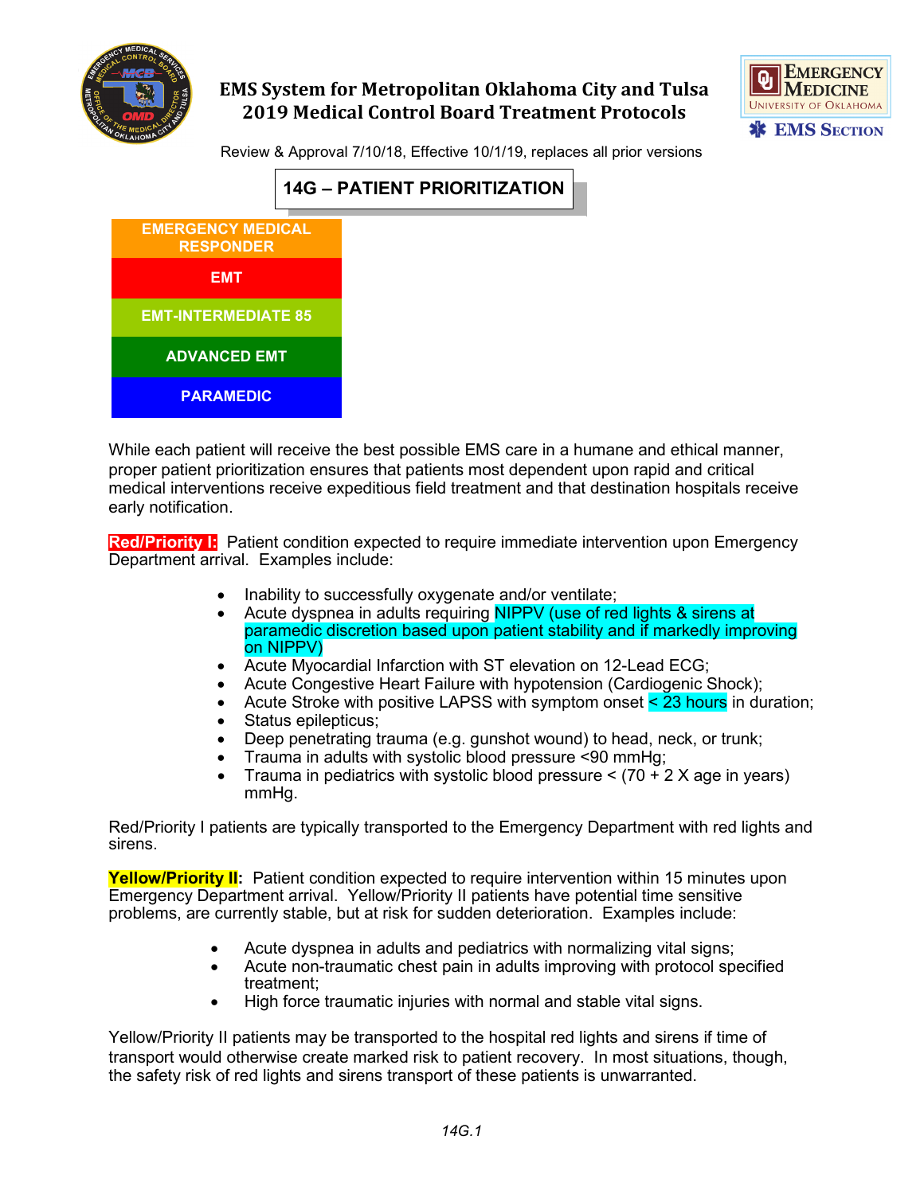# EMS System for Metropolitan Oklahoma City and Tulsa
## 2019 Medical Control Board Treatment Protocols

Review & Approval 7/10/18, Effective 10/1/19, replaces all prior versions

## 14G – PATIENT PRIORITIZATION

- EMERGENCY MEDICAL RESPONDER
- EMT
- EMT-INTERMEDIATE 85
- ADVANCED EMT
- PARAMEDIC

While each patient will receive the best possible EMS care in a humane and ethical manner, proper patient prioritization ensures that patients most dependent upon rapid and critical medical interventions receive expeditious field treatment and that destination hospitals receive early notification.

**Red/Priority I:** Patient condition expected to require immediate intervention upon Emergency Department arrival. Examples include:

- Inability to successfully oxygenate and/or ventilate;
- Acute dyspnea in adults requiring NIPPV (use of red lights & sirens at paramedic discretion based upon patient stability and if markedly improving on NIPPV)
- Acute Myocardial Infarction with ST elevation on 12-Lead ECG;
- Acute Congestive Heart Failure with hypotension (Cardiogenic Shock);
- Acute Stroke with positive LAPSS with symptom onset < 23 hours in duration;
- Status epilepticus;
- Deep penetrating trauma (e.g. gunshot wound) to head, neck, or trunk;
- Trauma in adults with systolic blood pressure <90 mmHg;
- Trauma in pediatrics with systolic blood pressure < (70 + 2 X age in years) mmHg.

Red/Priority I patients are typically transported to the Emergency Department with red lights and sirens.

**Yellow/Priority II:** Patient condition expected to require intervention within 15 minutes upon Emergency Department arrival. Yellow/Priority II patients have potential time sensitive problems, are currently stable, but at risk for sudden deterioration. Examples include:

- Acute dyspnea in adults and pediatrics with normalizing vital signs;
- Acute non-traumatic chest pain in adults improving with protocol specified treatment;
- High force traumatic injuries with normal and stable vital signs.

Yellow/Priority II patients may be transported to the hospital red lights and sirens if time of transport would otherwise create marked risk to patient recovery. In most situations, though, the safety risk of red lights and sirens transport of these patients is unwarranted.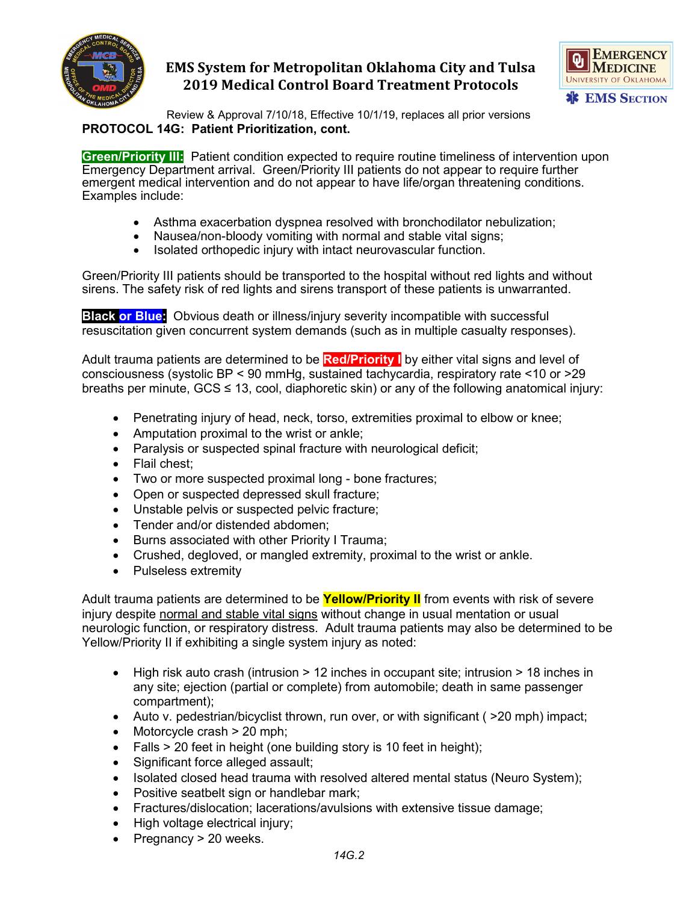## PROTOCOL 14G: Patient Prioritization, cont.

**Green/Priority III:** Patient condition expected to require routine timeliness of intervention upon Emergency Department arrival. Green/Priority III patients do not appear to require further emergent medical intervention and do not appear to have life/organ threatening conditions. Examples include:

- Asthma exacerbation dyspnea resolved with bronchodilator nebulization;
- Nausea/non-bloody vomiting with normal and stable vital signs;
- Isolated orthopedic injury with intact neurovascular function.

Green/Priority III patients should be transported to the hospital without red lights and without sirens. The safety risk of red lights and sirens transport of these patients is unwarranted.

**Black or Blue:** Obvious death or illness/injury severity incompatible with successful resuscitation given concurrent system demands (such as in multiple casualty responses).

Adult trauma patients are determined to be **Red/Priority I** by either vital signs and level of consciousness (systolic BP < 90 mmHg, sustained tachycardia, respiratory rate <10 or >29 breaths per minute, GCS ≤ 13, cool, diaphoretic skin) or any of the following anatomical injury:

- Penetrating injury of head, neck, torso, extremities proximal to elbow or knee;
- Amputation proximal to the wrist or ankle;
- Paralysis or suspected spinal fracture with neurological deficit;
- Flail chest;
- Two or more suspected proximal long - bone fractures;
- Open or suspected depressed skull fracture;
- Unstable pelvis or suspected pelvic fracture;
- Tender and/or distended abdomen;
- Burns associated with other Priority I Trauma;
- Crushed, degloved, or mangled extremity, proximal to the wrist or ankle.
- Pulseless extremity

Adult trauma patients are determined to be **Yellow/Priority II** from events with risk of severe injury despite <u>normal and stable vital signs</u> without change in usual mentation or usual neurologic function, or respiratory distress. Adult trauma patients may also be determined to be Yellow/Priority II if exhibiting a single system injury as noted:

- High risk auto crash (intrusion > 12 inches in occupant site; intrusion > 18 inches in any site; ejection (partial or complete) from automobile; death in same passenger compartment);
- Auto v. pedestrian/bicyclist thrown, run over, or with significant ( >20 mph) impact;
- Motorcycle crash > 20 mph;
- Falls > 20 feet in height (one building story is 10 feet in height);
- Significant force alleged assault;
- Isolated closed head trauma with resolved altered mental status (Neuro System);
- Positive seatbelt sign or handlebar mark;
- Fractures/dislocation; lacerations/avulsions with extensive tissue damage;
- High voltage electrical injury;
- Pregnancy > 20 weeks.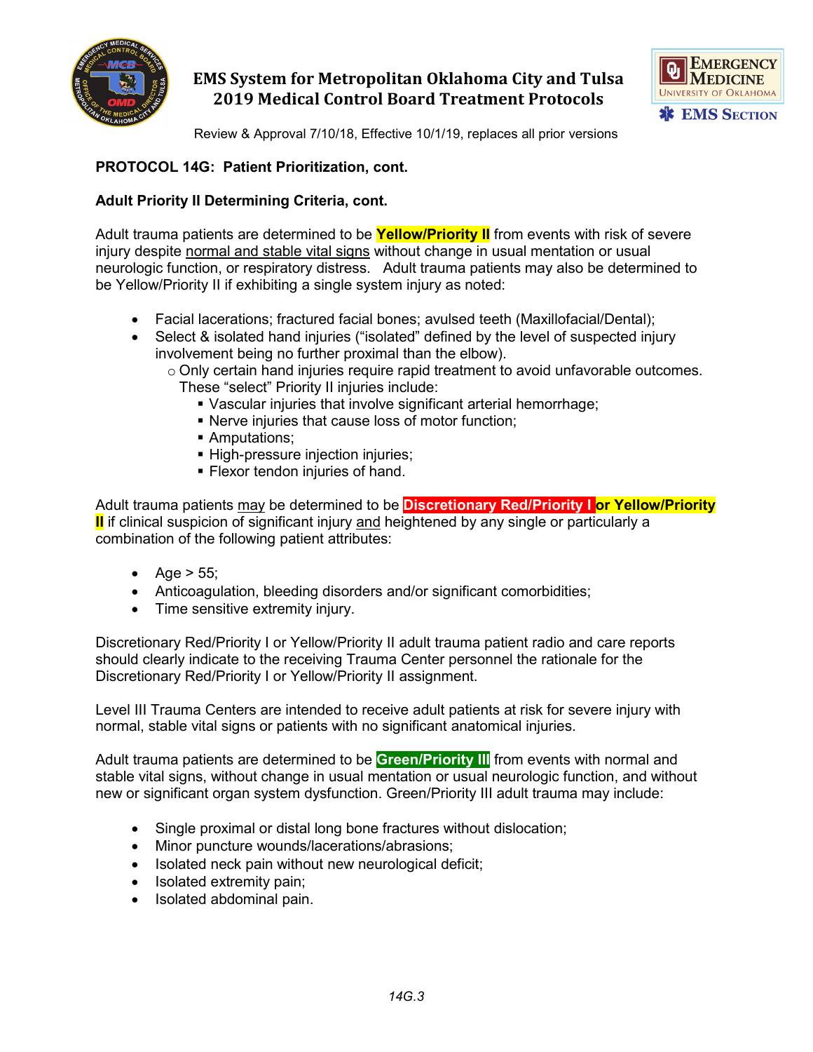## PROTOCOL 14G: Patient Prioritization, cont.

### Adult Priority II Determining Criteria, cont.

Adult trauma patients are determined to be **Yellow/Priority II** from events with risk of severe injury despite <u>normal and stable vital signs</u> without change in usual mentation or usual neurologic function, or respiratory distress. Adult trauma patients may also be determined to be Yellow/Priority II if exhibiting a single system injury as noted:

- Facial lacerations; fractured facial bones; avulsed teeth (Maxillofacial/Dental);
- Select & isolated hand injuries ("isolated" defined by the level of suspected injury involvement being no further proximal than the elbow).
  - Only certain hand injuries require rapid treatment to avoid unfavorable outcomes. These "select" Priority II injuries include:
    - Vascular injuries that involve significant arterial hemorrhage;
    - Nerve injuries that cause loss of motor function;
    - Amputations;
    - High-pressure injection injuries;
    - Flexor tendon injuries of hand.

Adult trauma patients <u>may</u> be determined to be **Discretionary Red/Priority I or Yellow/Priority II** if clinical suspicion of significant injury <u>and</u> heightened by any single or particularly a combination of the following patient attributes:

- Age > 55;
- Anticoagulation, bleeding disorders and/or significant comorbidities;
- Time sensitive extremity injury.

Discretionary Red/Priority I or Yellow/Priority II adult trauma patient radio and care reports should clearly indicate to the receiving Trauma Center personnel the rationale for the Discretionary Red/Priority I or Yellow/Priority II assignment.

Level III Trauma Centers are intended to receive adult patients at risk for severe injury with normal, stable vital signs or patients with no significant anatomical injuries.

Adult trauma patients are determined to be **Green/Priority III** from events with normal and stable vital signs, without change in usual mentation or usual neurologic function, and without new or significant organ system dysfunction. Green/Priority III adult trauma may include:

- Single proximal or distal long bone fractures without dislocation;
- Minor puncture wounds/lacerations/abrasions;
- Isolated neck pain without new neurological deficit;
- Isolated extremity pain;
- Isolated abdominal pain.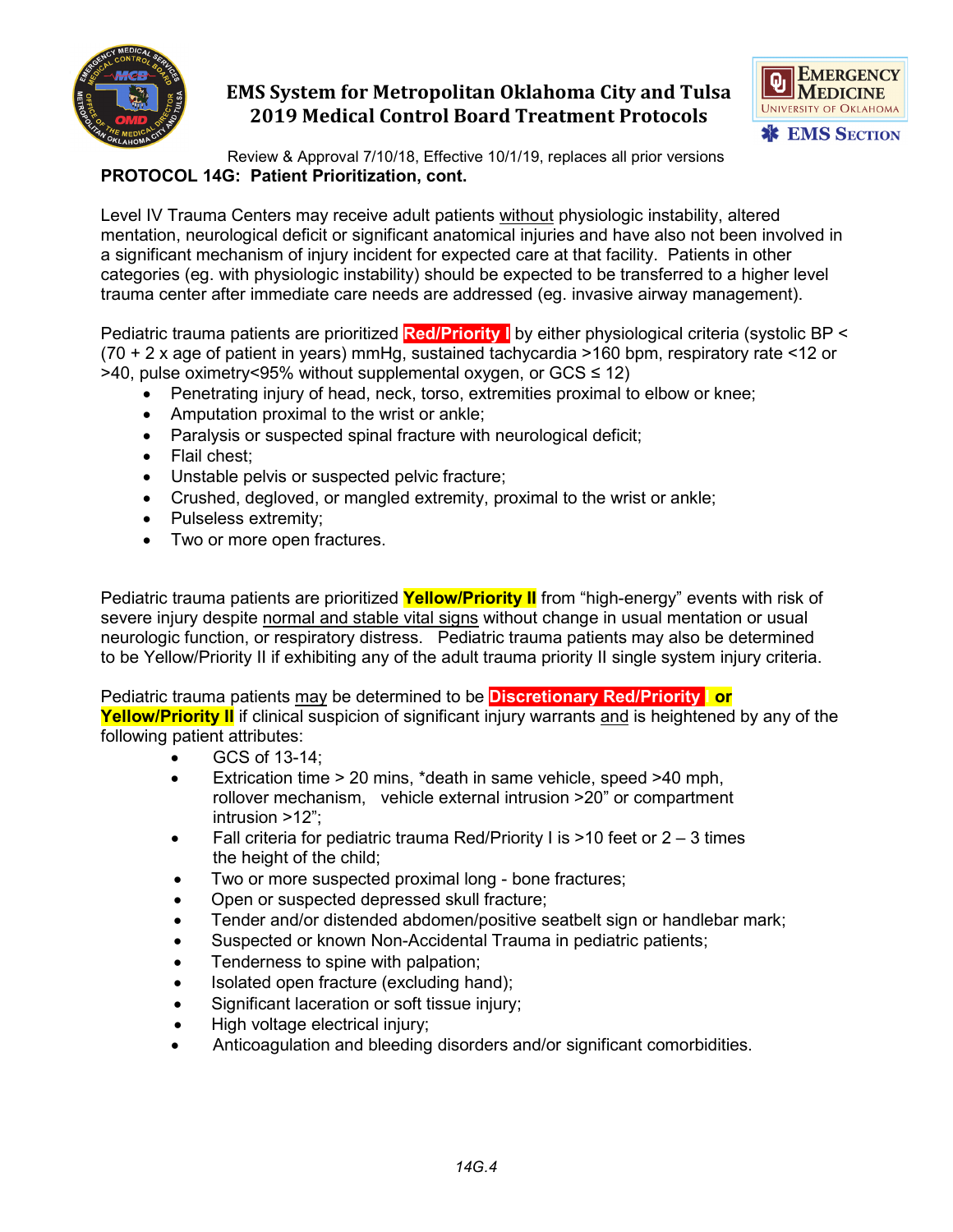**PROTOCOL 14G: Patient Prioritization, cont.**

Level IV Trauma Centers may receive adult patients without physiologic instability, altered mentation, neurological deficit or significant anatomical injuries and have also not been involved in a significant mechanism of injury incident for expected care at that facility. Patients in other categories (eg. with physiologic instability) should be expected to be transferred to a higher level trauma center after immediate care needs are addressed (eg. invasive airway management).

Pediatric trauma patients are prioritized **Red/Priority I** by either physiological criteria (systolic BP < (70 + 2 x age of patient in years) mmHg, sustained tachycardia >160 bpm, respiratory rate <12 or >40, pulse oximetry<95% without supplemental oxygen, or GCS ≤ 12)

- Penetrating injury of head, neck, torso, extremities proximal to elbow or knee;
- Amputation proximal to the wrist or ankle;
- Paralysis or suspected spinal fracture with neurological deficit;
- Flail chest;
- Unstable pelvis or suspected pelvic fracture;
- Crushed, degloved, or mangled extremity, proximal to the wrist or ankle;
- Pulseless extremity;
- Two or more open fractures.

Pediatric trauma patients are prioritized **Yellow/Priority II** from "high-energy" events with risk of severe injury despite normal and stable vital signs without change in usual mentation or usual neurologic function, or respiratory distress. Pediatric trauma patients may also be determined to be Yellow/Priority II if exhibiting any of the adult trauma priority II single system injury criteria.

Pediatric trauma patients may be determined to be **Discretionary Red/Priority I or Yellow/Priority II** if clinical suspicion of significant injury warrants and is heightened by any of the following patient attributes:

- GCS of 13-14;
- Extrication time > 20 mins, *death in same vehicle, speed >40 mph, rollover mechanism, vehicle external intrusion >20" or compartment intrusion >12";
- Fall criteria for pediatric trauma Red/Priority I is >10 feet or 2 – 3 times the height of the child;
- Two or more suspected proximal long - bone fractures;
- Open or suspected depressed skull fracture;
- Tender and/or distended abdomen/positive seatbelt sign or handlebar mark;
- Suspected or known Non-Accidental Trauma in pediatric patients;
- Tenderness to spine with palpation;
- Isolated open fracture (excluding hand);
- Significant laceration or soft tissue injury;
- High voltage electrical injury;
- Anticoagulation and bleeding disorders and/or significant comorbidities.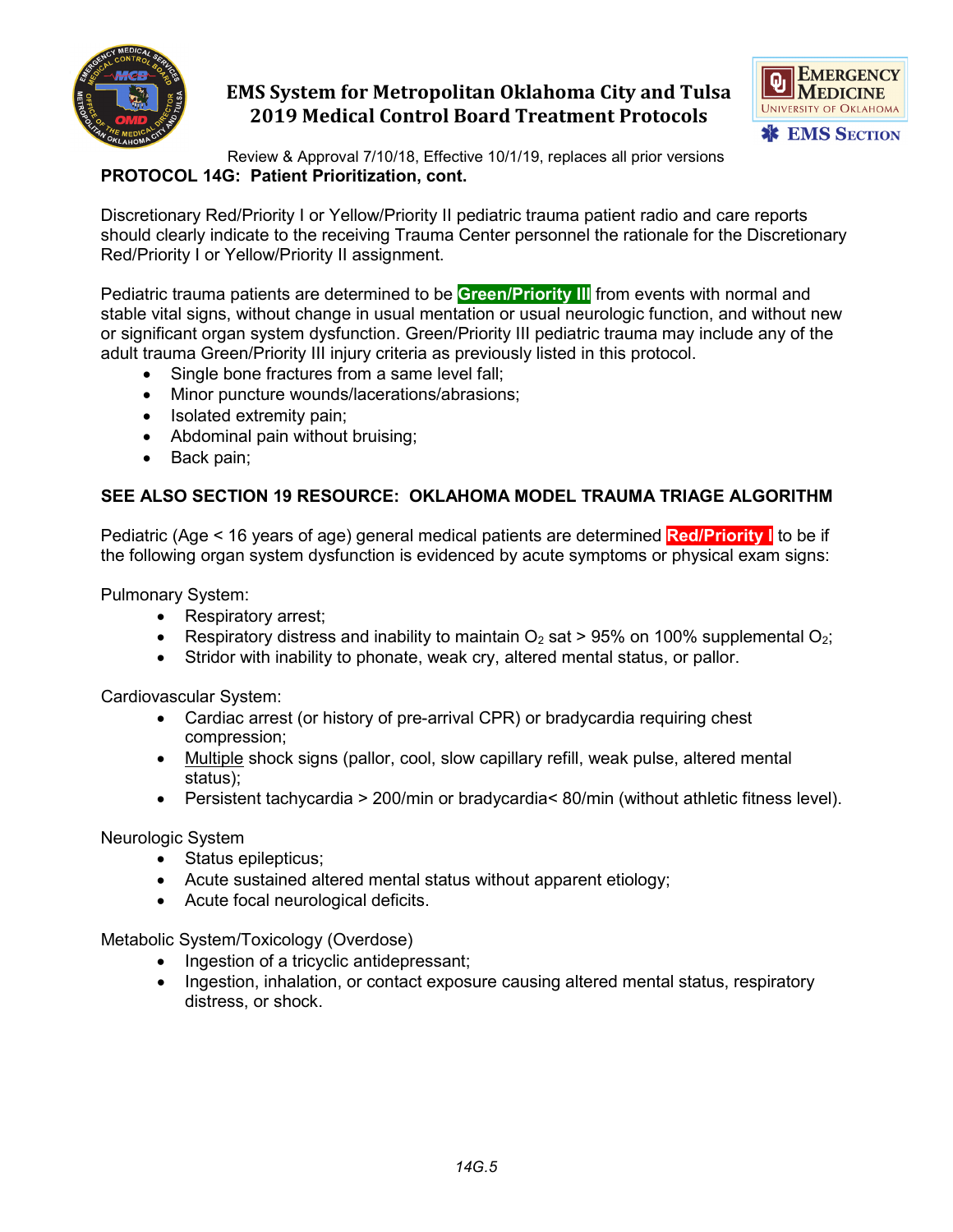## PROTOCOL 14G: Patient Prioritization, cont.

Discretionary Red/Priority I or Yellow/Priority II pediatric trauma patient radio and care reports should clearly indicate to the receiving Trauma Center personnel the rationale for the Discretionary Red/Priority I or Yellow/Priority II assignment.

Pediatric trauma patients are determined to be **Green/Priority III** from events with normal and stable vital signs, without change in usual mentation or usual neurologic function, and without new or significant organ system dysfunction. Green/Priority III pediatric trauma may include any of the adult trauma Green/Priority III injury criteria as previously listed in this protocol.

- Single bone fractures from a same level fall;
- Minor puncture wounds/lacerations/abrasions;
- Isolated extremity pain;
- Abdominal pain without bruising;
- Back pain;

**SEE ALSO SECTION 19 RESOURCE: OKLAHOMA MODEL TRAUMA TRIAGE ALGORITHM**

Pediatric (Age < 16 years of age) general medical patients are determined **Red/Priority I** to be if the following organ system dysfunction is evidenced by acute symptoms or physical exam signs:

Pulmonary System:

- Respiratory arrest;
- Respiratory distress and inability to maintain $O_2$ sat > 95% on 100% supplemental $O_2$;
- Stridor with inability to phonate, weak cry, altered mental status, or pallor.

Cardiovascular System:

- Cardiac arrest (or history of pre-arrival CPR) or bradycardia requiring chest compression;
- Multiple shock signs (pallor, cool, slow capillary refill, weak pulse, altered mental status);
- Persistent tachycardia > 200/min or bradycardia< 80/min (without athletic fitness level).

Neurologic System

- Status epilepticus;
- Acute sustained altered mental status without apparent etiology;
- Acute focal neurological deficits.

Metabolic System/Toxicology (Overdose)

- Ingestion of a tricyclic antidepressant;
- Ingestion, inhalation, or contact exposure causing altered mental status, respiratory distress, or shock.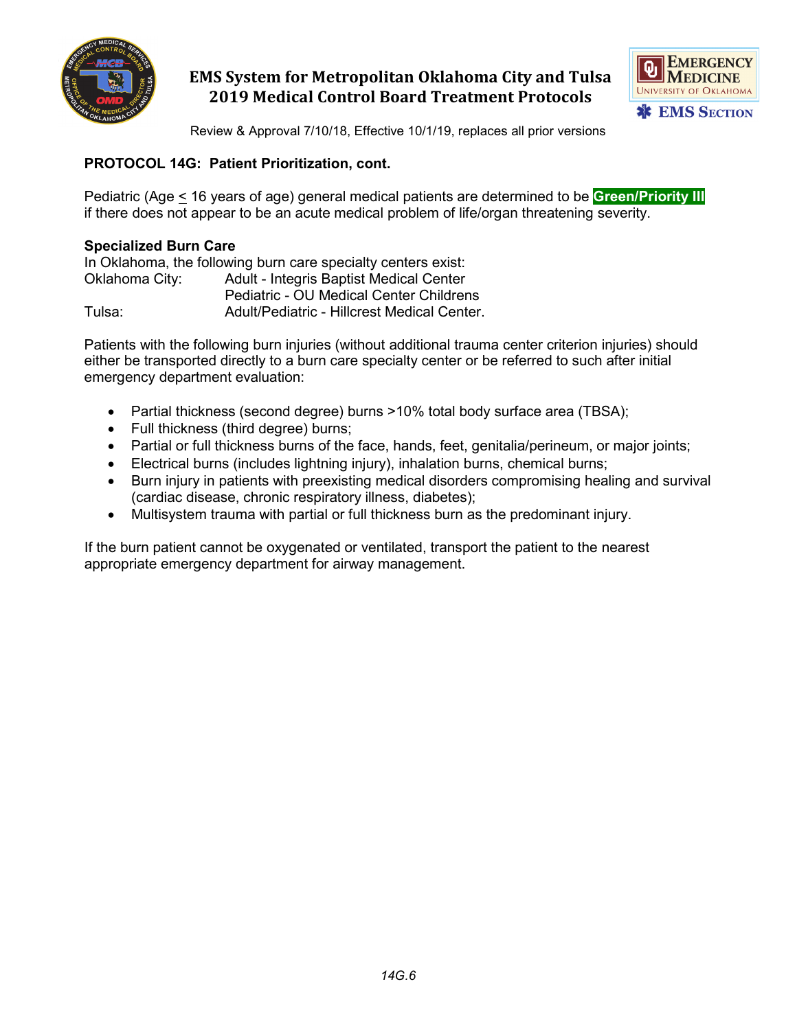**PROTOCOL 14G: Patient Prioritization, cont.**

Pediatric (Age ≤ 16 years of age) general medical patients are determined to be **Green/Priority III** if there does not appear to be an acute medical problem of life/organ threatening severity.

**Specialized Burn Care**

In Oklahoma, the following burn care specialty centers exist:

| | |
|---|---|
| Oklahoma City: | Adult - Integris Baptist Medical Center |
| | Pediatric - OU Medical Center Childrens |
| Tulsa: | Adult/Pediatric - Hillcrest Medical Center. |

Patients with the following burn injuries (without additional trauma center criterion injuries) should either be transported directly to a burn care specialty center or be referred to such after initial emergency department evaluation:

- Partial thickness (second degree) burns >10% total body surface area (TBSA);
- Full thickness (third degree) burns;
- Partial or full thickness burns of the face, hands, feet, genitalia/perineum, or major joints;
- Electrical burns (includes lightning injury), inhalation burns, chemical burns;
- Burn injury in patients with preexisting medical disorders compromising healing and survival (cardiac disease, chronic respiratory illness, diabetes);
- Multisystem trauma with partial or full thickness burn as the predominant injury.

If the burn patient cannot be oxygenated or ventilated, transport the patient to the nearest appropriate emergency department for airway management.